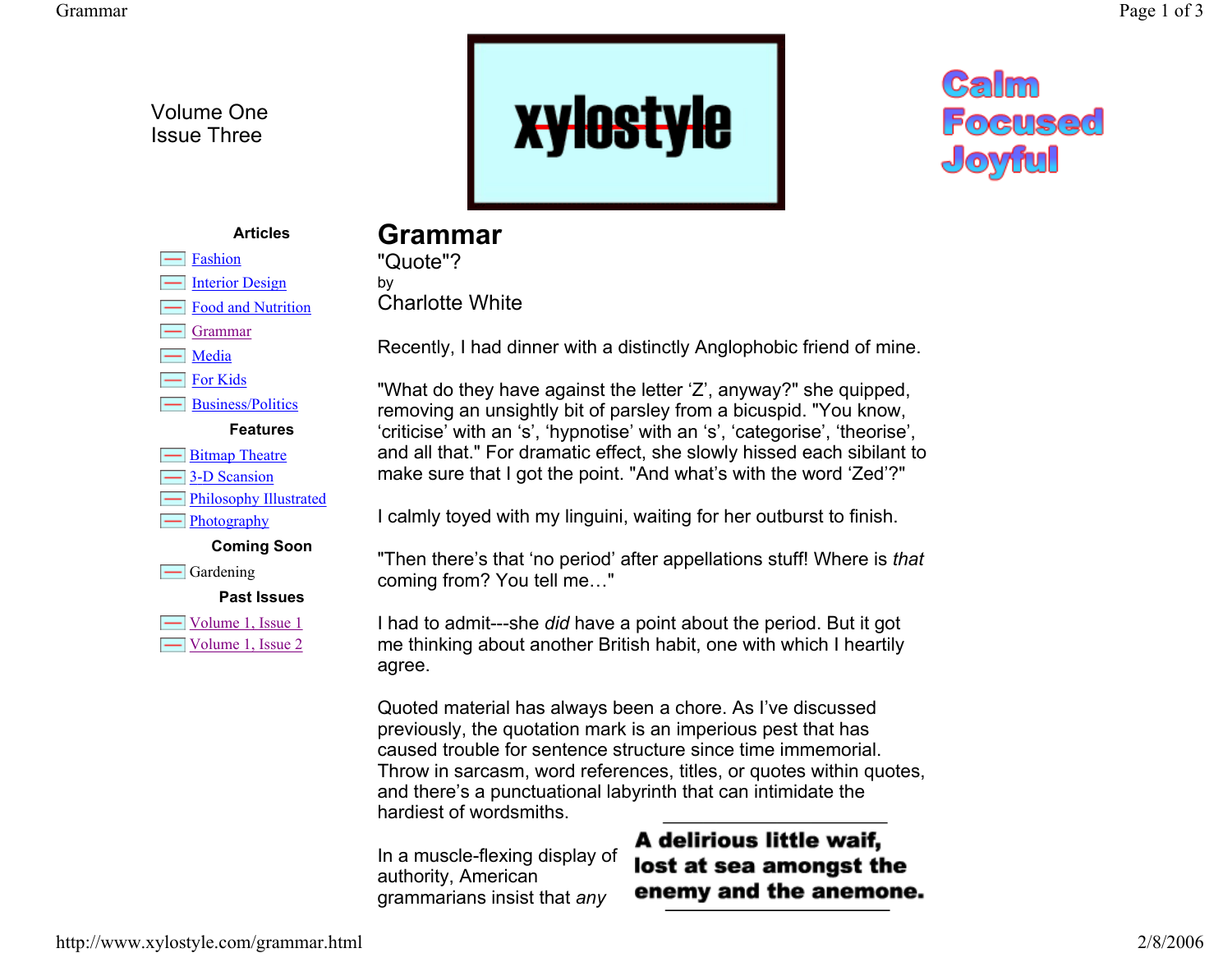Volume One
Issue Three

xylostyle

Calm
Focused
Joyful

**Articles**

- Fashion
- Interior Design
- Food and Nutrition
- Grammar
- Media
- For Kids
- Business/Politics

**Features**

- Bitmap Theatre
- 3-D Scansion
- Philosophy Illustrated
- Photography

**Coming Soon**

- Gardening

**Past Issues**

- Volume 1, Issue 1
- Volume 1, Issue 2

# Grammar

"Quote"?

by

Charlotte White

Recently, I had dinner with a distinctly Anglophobic friend of mine.

"What do they have against the letter ‘Z’, anyway?" she quipped, removing an unsightly bit of parsley from a bicuspid. "You know, ‘criticise’ with an ‘s’, ‘hypnotise’ with an ‘s’, ‘categorise’, ‘theorise’, and all that." For dramatic effect, she slowly hissed each sibilant to make sure that I got the point. "And what’s with the word ‘Zed’?"

I calmly toyed with my linguini, waiting for her outburst to finish.

"Then there’s that ‘no period’ after appellations stuff! Where is *that* coming from? You tell me…"

I had to admit---she *did* have a point about the period. But it got me thinking about another British habit, one with which I heartily agree.

Quoted material has always been a chore. As I’ve discussed previously, the quotation mark is an imperious pest that has caused trouble for sentence structure since time immemorial. Throw in sarcasm, word references, titles, or quotes within quotes, and there’s a punctuational labyrinth that can intimidate the hardiest of wordsmiths.

**A delirious little waif, lost at sea amongst the enemy and the anemone.**

In a muscle-flexing display of authority, American grammarians insist that *any*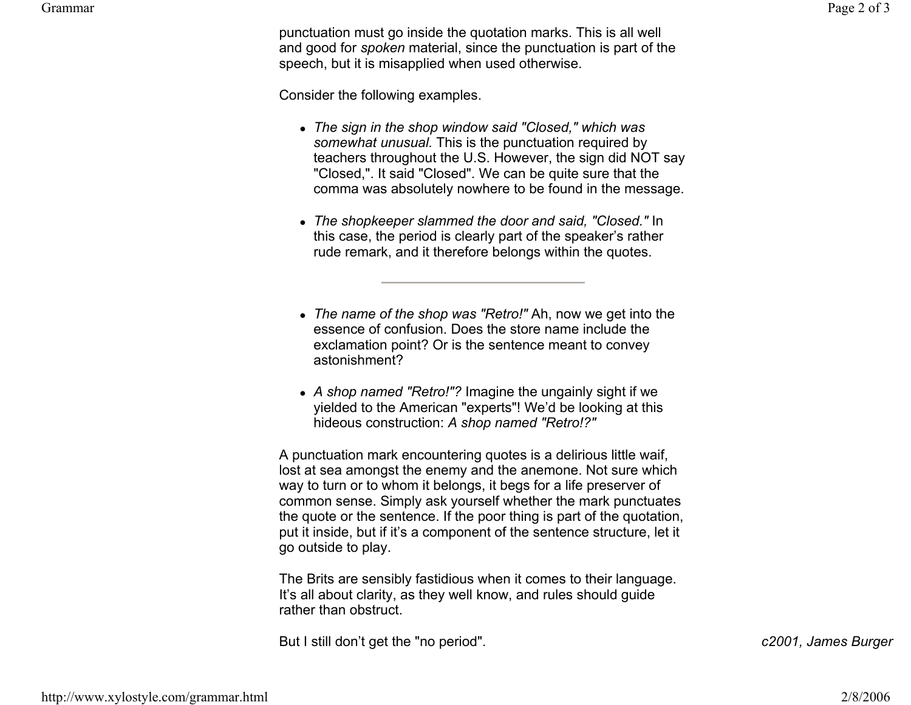punctuation must go inside the quotation marks. This is all well and good for *spoken* material, since the punctuation is part of the speech, but it is misapplied when used otherwise.

Consider the following examples.

- *The sign in the shop window said "Closed," which was somewhat unusual.* This is the punctuation required by teachers throughout the U.S. However, the sign did NOT say "Closed,". It said "Closed". We can be quite sure that the comma was absolutely nowhere to be found in the message.
- *The shopkeeper slammed the door and said, "Closed."* In this case, the period is clearly part of the speaker's rather rude remark, and it therefore belongs within the quotes.

---

- *The name of the shop was "Retro!"* Ah, now we get into the essence of confusion. Does the store name include the exclamation point? Or is the sentence meant to convey astonishment?
- *A shop named "Retro!"?* Imagine the ungainly sight if we yielded to the American "experts"! We'd be looking at this hideous construction: *A shop named "Retro!?"*

A punctuation mark encountering quotes is a delirious little waif, lost at sea amongst the enemy and the anemone. Not sure which way to turn or to whom it belongs, it begs for a life preserver of common sense. Simply ask yourself whether the mark punctuates the quote or the sentence. If the poor thing is part of the quotation, put it inside, but if it's a component of the sentence structure, let it go outside to play.

The Brits are sensibly fastidious when it comes to their language. It's all about clarity, as they well know, and rules should guide rather than obstruct.

But I still don't get the "no period".

*c2001, James Burger*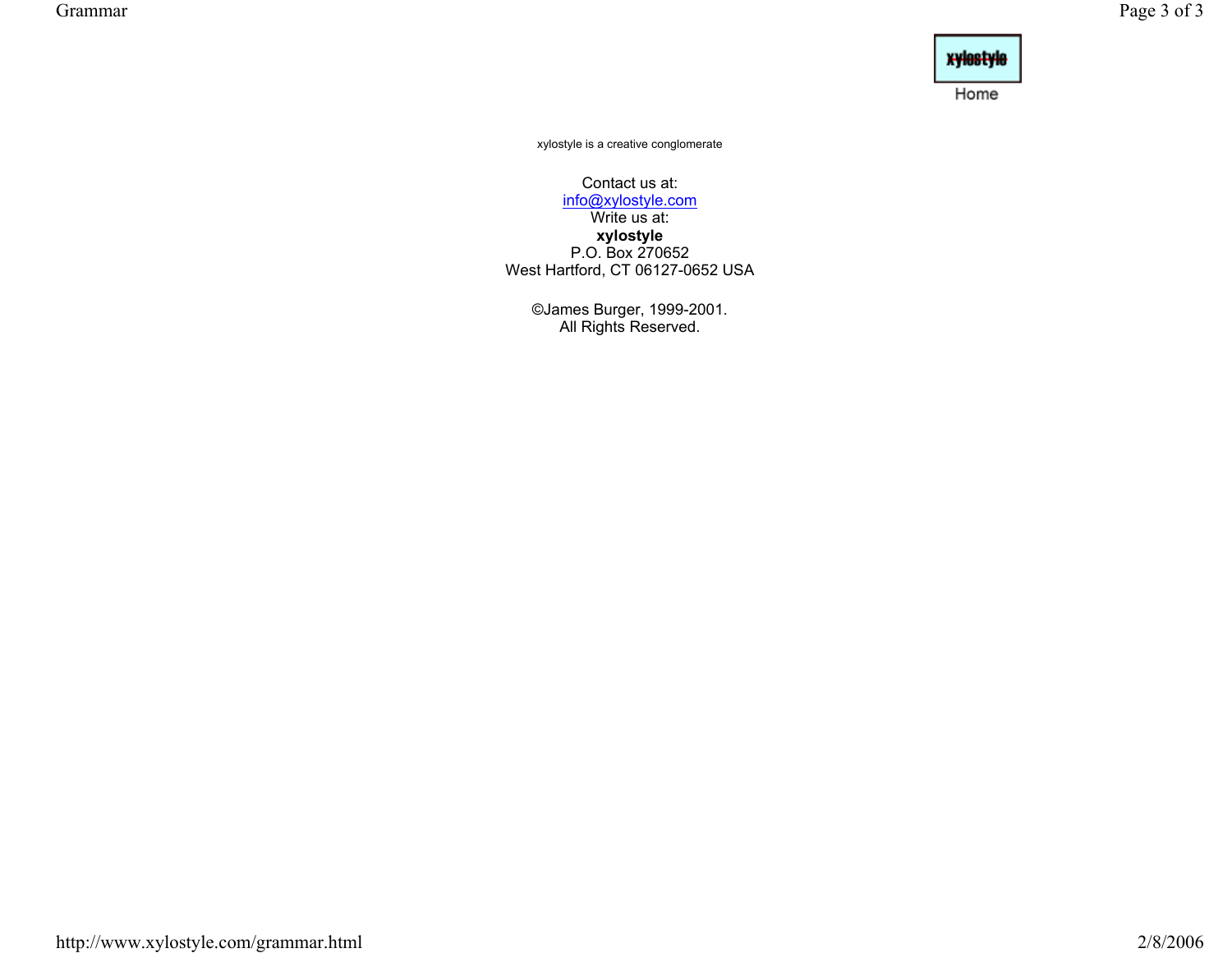xylostyle

Home

xylostyle is a creative conglomerate

Contact us at:
info@xylostyle.com
Write us at:
**xylostyle**
P.O. Box 270652
West Hartford, CT 06127-0652 USA

©James Burger, 1999-2001.
All Rights Reserved.